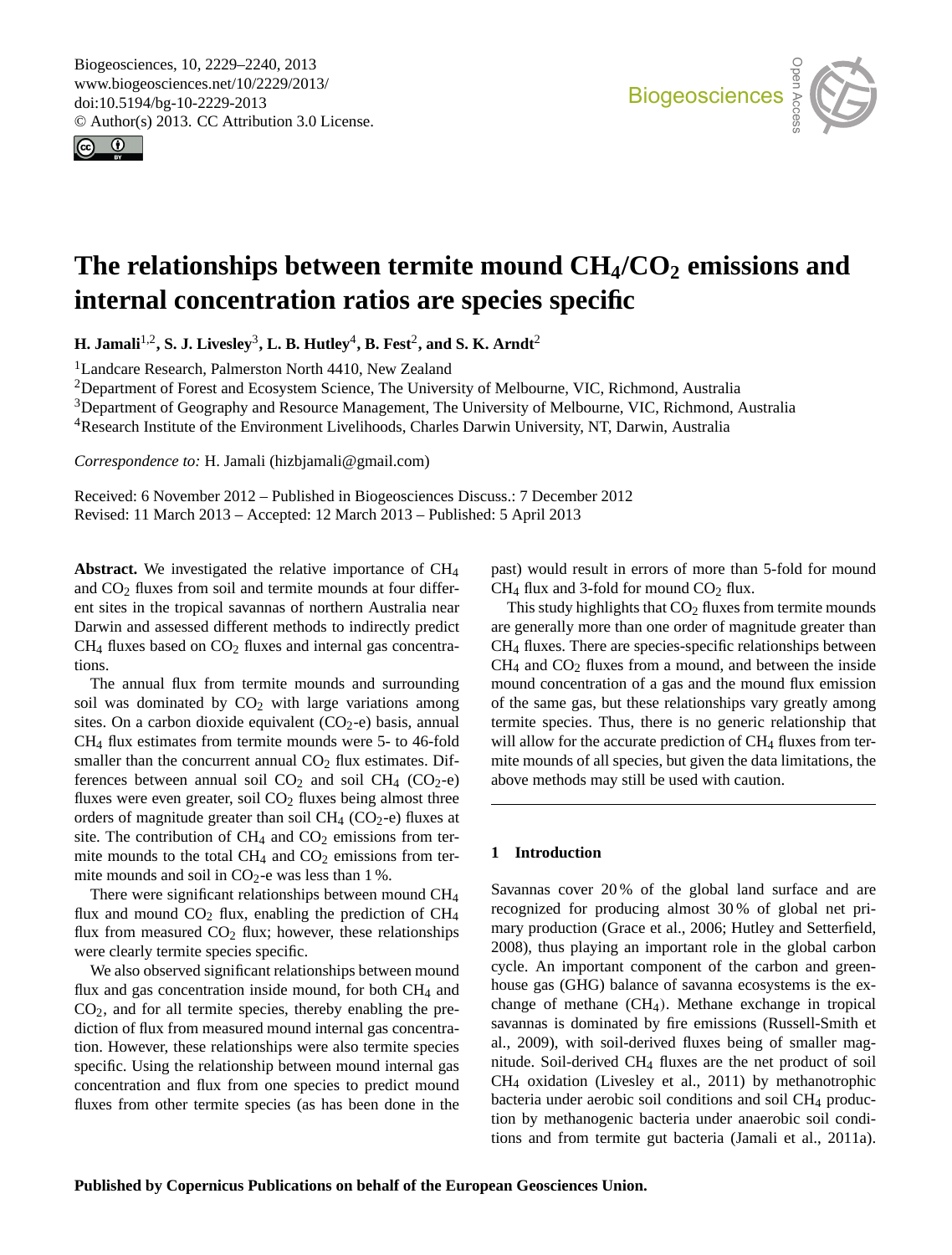# The relationships between termite mound $CH_4/CO_2$ emissions and internal concentration ratios are species specific

**H. Jamali[1,2], S. J. Livesley[3], L. B. Hutley[4], B. Fest[2], and S. K. Arndt[2]**

[1]Landcare Research, Palmerston North 4410, New Zealand

[2]Department of Forest and Ecosystem Science, The University of Melbourne, VIC, Richmond, Australia

[3]Department of Geography and Resource Management, The University of Melbourne, VIC, Richmond, Australia

[4]Research Institute of the Environment Livelihoods, Charles Darwin University, NT, Darwin, Australia

*Correspondence to:* H. Jamali (hizbjamali@gmail.com)

Received: 6 November 2012 – Published in Biogeosciences Discuss.: 7 December 2012
Revised: 11 March 2013 – Accepted: 12 March 2013 – Published: 5 April 2013

**Abstract.** We investigated the relative importance of $CH_4$ and $CO_2$ fluxes from soil and termite mounds at four different sites in the tropical savannas of northern Australia near Darwin and assessed different methods to indirectly predict $CH_4$ fluxes based on $CO_2$ fluxes and internal gas concentrations.

The annual flux from termite mounds and surrounding soil was dominated by $CO_2$ with large variations among sites. On a carbon dioxide equivalent ($CO_2$-e) basis, annual $CH_4$ flux estimates from termite mounds were 5- to 46-fold smaller than the concurrent annual $CO_2$ flux estimates. Differences between annual soil $CO_2$ and soil $CH_4$ ($CO_2$-e) fluxes were even greater, soil $CO_2$ fluxes being almost three orders of magnitude greater than soil $CH_4$ ($CO_2$-e) fluxes at site. The contribution of $CH_4$ and $CO_2$ emissions from termite mounds to the total $CH_4$ and $CO_2$ emissions from termite mounds and soil in $CO_2$-e was less than 1 %.

There were significant relationships between mound $CH_4$ flux and mound $CO_2$ flux, enabling the prediction of $CH_4$ flux from measured $CO_2$ flux; however, these relationships were clearly termite species specific.

We also observed significant relationships between mound flux and gas concentration inside mound, for both $CH_4$ and $CO_2$, and for all termite species, thereby enabling the prediction of flux from measured mound internal gas concentration. However, these relationships were also termite species specific. Using the relationship between mound internal gas concentration and flux from one species to predict mound fluxes from other termite species (as has been done in the past) would result in errors of more than 5-fold for mound $CH_4$ flux and 3-fold for mound $CO_2$ flux.

This study highlights that $CO_2$ fluxes from termite mounds are generally more than one order of magnitude greater than $CH_4$ fluxes. There are species-specific relationships between $CH_4$ and $CO_2$ fluxes from a mound, and between the inside mound concentration of a gas and the mound flux emission of the same gas, but these relationships vary greatly among termite species. Thus, there is no generic relationship that will allow for the accurate prediction of $CH_4$ fluxes from termite mounds of all species, but given the data limitations, the above methods may still be used with caution.

## 1 Introduction

Savannas cover 20 % of the global land surface and are recognized for producing almost 30 % of global net primary production (Grace et al., 2006; Hutley and Setterfield, 2008), thus playing an important role in the global carbon cycle. An important component of the carbon and greenhouse gas (GHG) balance of savanna ecosystems is the exchange of methane ($CH_4$). Methane exchange in tropical savannas is dominated by fire emissions (Russell-Smith et al., 2009), with soil-derived fluxes being of smaller magnitude. Soil-derived $CH_4$ fluxes are the net product of soil $CH_4$ oxidation (Livesley et al., 2011) by methanotrophic bacteria under aerobic soil conditions and soil $CH_4$ production by methanogenic bacteria under anaerobic soil conditions and from termite gut bacteria (Jamali et al., 2011a).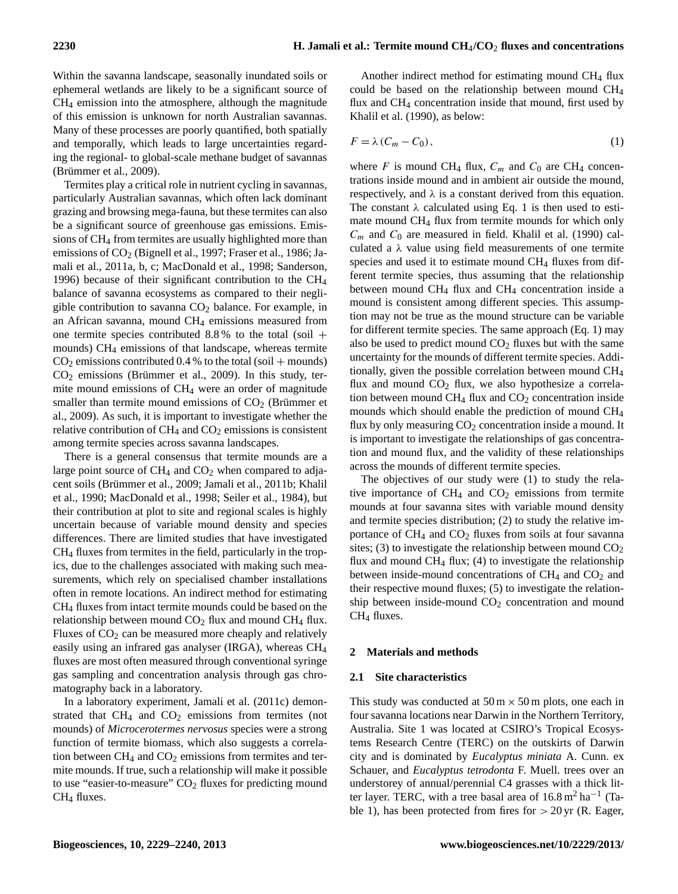Within the savanna landscape, seasonally inundated soils or ephemeral wetlands are likely to be a significant source of $CH_4$ emission into the atmosphere, although the magnitude of this emission is unknown for north Australian savannas. Many of these processes are poorly quantified, both spatially and temporally, which leads to large uncertainties regarding the regional- to global-scale methane budget of savannas (Brümmer et al., 2009).

Termites play a critical role in nutrient cycling in savannas, particularly Australian savannas, which often lack dominant grazing and browsing mega-fauna, but these termites can also be a significant source of greenhouse gas emissions. Emissions of $CH_4$ from termites are usually highlighted more than emissions of $CO_2$ (Bignell et al., 1997; Fraser et al., 1986; Jamali et al., 2011a, b, c; MacDonald et al., 1998; Sanderson, 1996) because of their significant contribution to the $CH_4$ balance of savanna ecosystems as compared to their negligible contribution to savanna $CO_2$ balance. For example, in an African savanna, mound $CH_4$ emissions measured from one termite species contributed 8.8 % to the total (soil + mounds) $CH_4$ emissions of that landscape, whereas termite $CO_2$ emissions contributed 0.4 % to the total (soil + mounds) $CO_2$ emissions (Brümmer et al., 2009). In this study, termite mound emissions of $CH_4$ were an order of magnitude smaller than termite mound emissions of $CO_2$ (Brümmer et al., 2009). As such, it is important to investigate whether the relative contribution of $CH_4$ and $CO_2$ emissions is consistent among termite species across savanna landscapes.

There is a general consensus that termite mounds are a large point source of $CH_4$ and $CO_2$ when compared to adjacent soils (Brümmer et al., 2009; Jamali et al., 2011b; Khalil et al., 1990; MacDonald et al., 1998; Seiler et al., 1984), but their contribution at plot to site and regional scales is highly uncertain because of variable mound density and species differences. There are limited studies that have investigated $CH_4$ fluxes from termites in the field, particularly in the tropics, due to the challenges associated with making such measurements, which rely on specialised chamber installations often in remote locations. An indirect method for estimating $CH_4$ fluxes from intact termite mounds could be based on the relationship between mound $CO_2$ flux and mound $CH_4$ flux. Fluxes of $CO_2$ can be measured more cheaply and relatively easily using an infrared gas analyser (IRGA), whereas $CH_4$ fluxes are most often measured through conventional syringe gas sampling and concentration analysis through gas chromatography back in a laboratory.

In a laboratory experiment, Jamali et al. (2011c) demonstrated that $CH_4$ and $CO_2$ emissions from termites (not mounds) of *Microcerotermes nervosus* species were a strong function of termite biomass, which also suggests a correlation between $CH_4$ and $CO_2$ emissions from termites and termite mounds. If true, such a relationship will make it possible to use "easier-to-measure" $CO_2$ fluxes for predicting mound $CH_4$ fluxes.

Another indirect method for estimating mound $CH_4$ flux could be based on the relationship between mound $CH_4$ flux and $CH_4$ concentration inside that mound, first used by Khalil et al. (1990), as below:

$$F = \lambda (C_m - C_0), \tag{1}$$

where $F$ is mound $CH_4$ flux, $C_m$ and $C_0$ are $CH_4$ concentrations inside mound and in ambient air outside the mound, respectively, and $\lambda$ is a constant derived from this equation. The constant $\lambda$ calculated using Eq. 1 is then used to estimate mound $CH_4$ flux from termite mounds for which only $C_m$ and $C_0$ are measured in field. Khalil et al. (1990) calculated a $\lambda$ value using field measurements of one termite species and used it to estimate mound $CH_4$ fluxes from different termite species, thus assuming that the relationship between mound $CH_4$ flux and $CH_4$ concentration inside a mound is consistent among different species. This assumption may not be true as the mound structure can be variable for different termite species. The same approach (Eq. 1) may also be used to predict mound $CO_2$ fluxes but with the same uncertainty for the mounds of different termite species. Additionally, given the possible correlation between mound $CH_4$ flux and mound $CO_2$ flux, we also hypothesize a correlation between mound $CH_4$ flux and $CO_2$ concentration inside mounds which should enable the prediction of mound $CH_4$ flux by only measuring $CO_2$ concentration inside a mound. It is important to investigate the relationships of gas concentration and mound flux, and the validity of these relationships across the mounds of different termite species.

The objectives of our study were (1) to study the relative importance of $CH_4$ and $CO_2$ emissions from termite mounds at four savanna sites with variable mound density and termite species distribution; (2) to study the relative importance of $CH_4$ and $CO_2$ fluxes from soils at four savanna sites; (3) to investigate the relationship between mound $CO_2$ flux and mound $CH_4$ flux; (4) to investigate the relationship between inside-mound concentrations of $CH_4$ and $CO_2$ and their respective mound fluxes; (5) to investigate the relationship between inside-mound $CO_2$ concentration and mound $CH_4$ fluxes.

## 2 Materials and methods

### 2.1 Site characteristics

This study was conducted at $50\,\text{m} \times 50\,\text{m}$ plots, one each in four savanna locations near Darwin in the Northern Territory, Australia. Site 1 was located at CSIRO's Tropical Ecosystems Research Centre (TERC) on the outskirts of Darwin city and is dominated by *Eucalyptus miniata* A. Cunn. ex Schauer, and *Eucalyptus tetrodonta* F. Muell. trees over an understorey of annual/perennial C4 grasses with a thick litter layer. TERC, with a tree basal area of $16.8\,\text{m}^2\,\text{ha}^{-1}$ (Table 1), has been protected from fires for > 20 yr (R. Eager,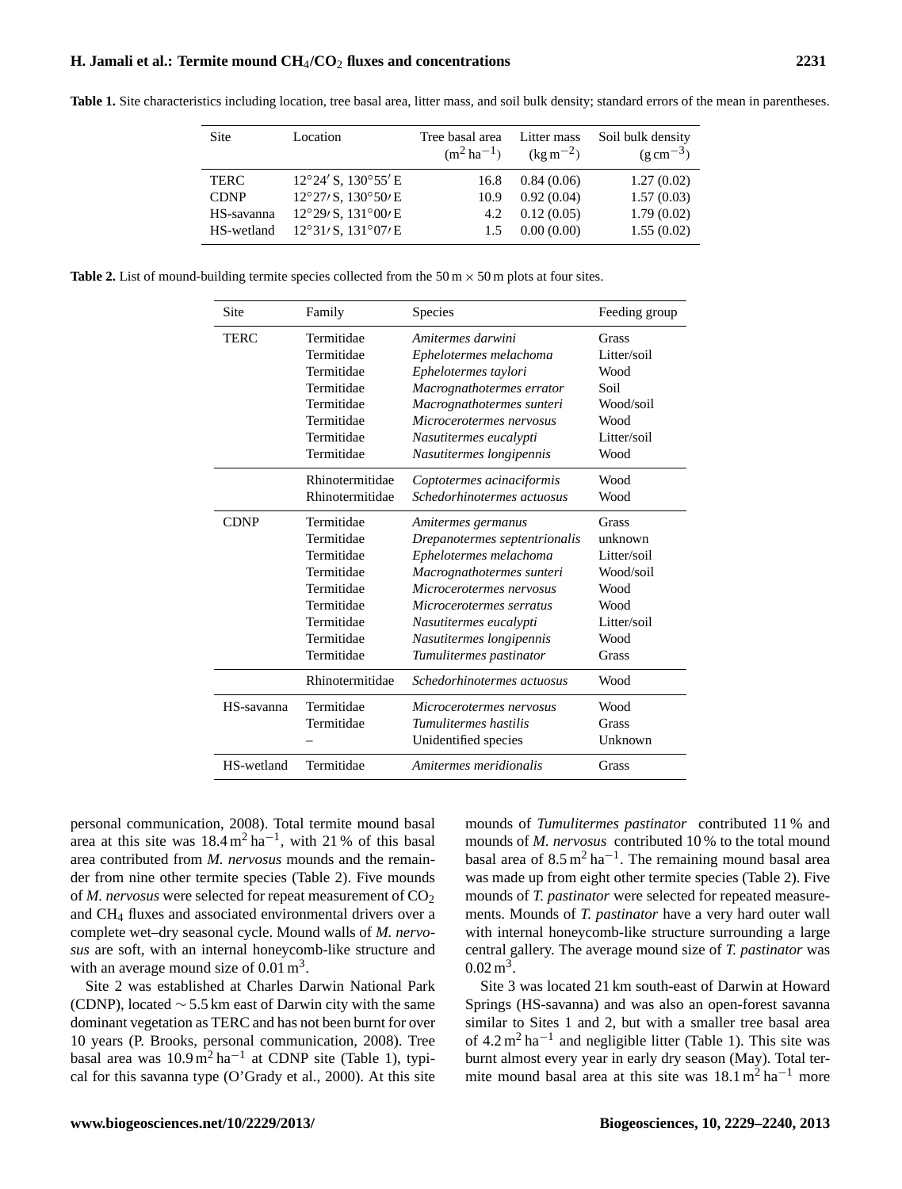**Table 1.** Site characteristics including location, tree basal area, litter mass, and soil bulk density; standard errors of the mean in parentheses.

| Site | Location | Tree basal area ($m^2 ha^{-1}$) | Litter mass ($kg m^{-2}$) | Soil bulk density ($g cm^{-3}$) |
|---|---|---|---|---|
| TERC | 12°24′ S, 130°55′ E | 16.8 | 0.84 (0.06) | 1.27 (0.02) |
| CDNP | 12°27′ S, 130°50′ E | 10.9 | 0.92 (0.04) | 1.57 (0.03) |
| HS-savanna | 12°29′ S, 131°00′ E | 4.2 | 0.12 (0.05) | 1.79 (0.02) |
| HS-wetland | 12°31′ S, 131°07′ E | 1.5 | 0.00 (0.00) | 1.55 (0.02) |

**Table 2.** List of mound-building termite species collected from the 50 m × 50 m plots at four sites.

| Site | Family | Species | Feeding group |
|---|---|---|---|
| TERC | Termitidae | *Amitermes darwini* | Grass |
| | Termitidae | *Ephelotermes melachoma* | Litter/soil |
| | Termitidae | *Ephelotermes taylori* | Wood |
| | Termitidae | *Macrognathotermes errator* | Soil |
| | Termitidae | *Macrognathotermes sunteri* | Wood/soil |
| | Termitidae | *Microcerotermes nervosus* | Wood |
| | Termitidae | *Nasutitermes eucalypti* | Litter/soil |
| | Termitidae | *Nasutitermes longipennis* | Wood |
| | Rhinotermitidae | *Coptotermes acinaciformis* | Wood |
| | Rhinotermitidae | *Schedorhinotermes actuosus* | Wood |
| CDNP | Termitidae | *Amitermes germanus* | Grass |
| | Termitidae | *Drepanotermes septentrionalis* | unknown |
| | Termitidae | *Ephelotermes melachoma* | Litter/soil |
| | Termitidae | *Macrognathotermes sunteri* | Wood/soil |
| | Termitidae | *Microcerotermes nervosus* | Wood |
| | Termitidae | *Microcerotermes serratus* | Wood |
| | Termitidae | *Nasutitermes eucalypti* | Litter/soil |
| | Termitidae | *Nasutitermes longipennis* | Wood |
| | Termitidae | *Tumulitermes pastinator* | Grass |
| | Rhinotermitidae | *Schedorhinotermes actuosus* | Wood |
| HS-savanna | Termitidae | *Microcerotermes nervosus* | Wood |
| | Termitidae | *Tumulitermes hastilis* | Grass |
| | – | Unidentified species | Unknown |
| HS-wetland | Termitidae | *Amitermes meridionalis* | Grass |

personal communication, 2008). Total termite mound basal area at this site was 18.4 $m^2 ha^{-1}$, with 21 % of this basal area contributed from *M. nervosus* mounds and the remainder from nine other termite species (Table 2). Five mounds of *M. nervosus* were selected for repeat measurement of $CO_2$ and $CH_4$ fluxes and associated environmental drivers over a complete wet–dry seasonal cycle. Mound walls of *M. nervosus* are soft, with an internal honeycomb-like structure and with an average mound size of 0.01 $m^3$.

Site 2 was established at Charles Darwin National Park (CDNP), located ∼ 5.5 km east of Darwin city with the same dominant vegetation as TERC and has not been burnt for over 10 years (P. Brooks, personal communication, 2008). Tree basal area was 10.9 $m^2 ha^{-1}$ at CDNP site (Table 1), typical for this savanna type (O'Grady et al., 2000). At this site mounds of *Tumulitermes pastinator* contributed 11 % and mounds of *M. nervosus* contributed 10 % to the total mound basal area of 8.5 $m^2 ha^{-1}$. The remaining mound basal area was made up from eight other termite species (Table 2). Five mounds of *T. pastinator* were selected for repeated measurements. Mounds of *T. pastinator* have a very hard outer wall with internal honeycomb-like structure surrounding a large central gallery. The average mound size of *T. pastinator* was 0.02 $m^3$.

Site 3 was located 21 km south-east of Darwin at Howard Springs (HS-savanna) and was also an open-forest savanna similar to Sites 1 and 2, but with a smaller tree basal area of 4.2 $m^2 ha^{-1}$ and negligible litter (Table 1). This site was burnt almost every year in early dry season (May). Total termite mound basal area at this site was 18.1 $m^2 ha^{-1}$ more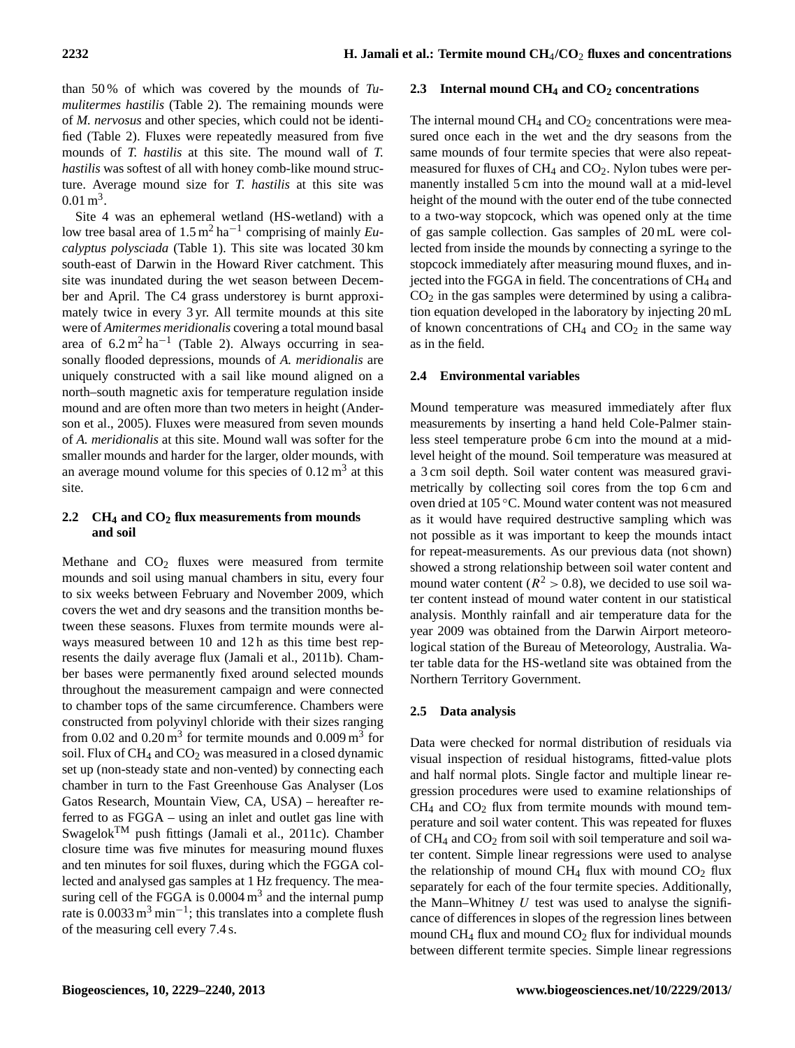than 50 % of which was covered by the mounds of *Tumulitermes hastilis* (Table 2). The remaining mounds were of *M. nervosus* and other species, which could not be identified (Table 2). Fluxes were repeatedly measured from five mounds of *T. hastilis* at this site. The mound wall of *T. hastilis* was softest of all with honey comb-like mound structure. Average mound size for *T. hastilis* at this site was $0.01\,\mathrm{m}^3$.

Site 4 was an ephemeral wetland (HS-wetland) with a low tree basal area of $1.5\,\mathrm{m}^2\,\mathrm{ha}^{-1}$ comprising of mainly *Eucalyptus polysciada* (Table 1). This site was located 30 km south-east of Darwin in the Howard River catchment. This site was inundated during the wet season between December and April. The C4 grass understorey is burnt approximately twice in every 3 yr. All termite mounds at this site were of *Amitermes meridionalis* covering a total mound basal area of $6.2\,\mathrm{m}^2\,\mathrm{ha}^{-1}$ (Table 2). Always occurring in seasonally flooded depressions, mounds of *A. meridionalis* are uniquely constructed with a sail like mound aligned on a north–south magnetic axis for temperature regulation inside mound and are often more than two meters in height (Anderson et al., 2005). Fluxes were measured from seven mounds of *A. meridionalis* at this site. Mound wall was softer for the smaller mounds and harder for the larger, older mounds, with an average mound volume for this species of $0.12\,\mathrm{m}^3$ at this site.

### 2.2 $CH_4$ and $CO_2$ flux measurements from mounds and soil

Methane and $CO_2$ fluxes were measured from termite mounds and soil using manual chambers in situ, every four to six weeks between February and November 2009, which covers the wet and dry seasons and the transition months between these seasons. Fluxes from termite mounds were always measured between 10 and 12 h as this time best represents the daily average flux (Jamali et al., 2011b). Chamber bases were permanently fixed around selected mounds throughout the measurement campaign and were connected to chamber tops of the same circumference. Chambers were constructed from polyvinyl chloride with their sizes ranging from 0.02 and $0.20\,\mathrm{m}^3$ for termite mounds and $0.009\,\mathrm{m}^3$ for soil. Flux of $CH_4$ and $CO_2$ was measured in a closed dynamic set up (non-steady state and non-vented) by connecting each chamber in turn to the Fast Greenhouse Gas Analyser (Los Gatos Research, Mountain View, CA, USA) – hereafter referred to as FGGA – using an inlet and outlet gas line with Swagelok™ push fittings (Jamali et al., 2011c). Chamber closure time was five minutes for measuring mound fluxes and ten minutes for soil fluxes, during which the FGGA collected and analysed gas samples at 1 Hz frequency. The measuring cell of the FGGA is $0.0004\,\mathrm{m}^3$ and the internal pump rate is $0.0033\,\mathrm{m}^3\,\mathrm{min}^{-1}$; this translates into a complete flush of the measuring cell every 7.4 s.

### 2.3 Internal mound $CH_4$ and $CO_2$ concentrations

The internal mound $CH_4$ and $CO_2$ concentrations were measured once each in the wet and the dry seasons from the same mounds of four termite species that were also repeat-measured for fluxes of $CH_4$ and $CO_2$. Nylon tubes were permanently installed 5 cm into the mound wall at a mid-level height of the mound with the outer end of the tube connected to a two-way stopcock, which was opened only at the time of gas sample collection. Gas samples of 20 mL were collected from inside the mounds by connecting a syringe to the stopcock immediately after measuring mound fluxes, and injected into the FGGA in field. The concentrations of $CH_4$ and $CO_2$ in the gas samples were determined by using a calibration equation developed in the laboratory by injecting 20 mL of known concentrations of $CH_4$ and $CO_2$ in the same way as in the field.

### 2.4 Environmental variables

Mound temperature was measured immediately after flux measurements by inserting a hand held Cole-Palmer stainless steel temperature probe 6 cm into the mound at a mid-level height of the mound. Soil temperature was measured at a 3 cm soil depth. Soil water content was measured gravimetrically by collecting soil cores from the top 6 cm and oven dried at 105 °C. Mound water content was not measured as it would have required destructive sampling which was not possible as it was important to keep the mounds intact for repeat-measurements. As our previous data (not shown) showed a strong relationship between soil water content and mound water content ($R^2 > 0.8$), we decided to use soil water content instead of mound water content in our statistical analysis. Monthly rainfall and air temperature data for the year 2009 was obtained from the Darwin Airport meteorological station of the Bureau of Meteorology, Australia. Water table data for the HS-wetland site was obtained from the Northern Territory Government.

### 2.5 Data analysis

Data were checked for normal distribution of residuals via visual inspection of residual histograms, fitted-value plots and half normal plots. Single factor and multiple linear regression procedures were used to examine relationships of $CH_4$ and $CO_2$ flux from termite mounds with mound temperature and soil water content. This was repeated for fluxes of $CH_4$ and $CO_2$ from soil with soil temperature and soil water content. Simple linear regressions were used to analyse the relationship of mound $CH_4$ flux with mound $CO_2$ flux separately for each of the four termite species. Additionally, the Mann–Whitney $U$ test was used to analyse the significance of differences in slopes of the regression lines between mound $CH_4$ flux and mound $CO_2$ flux for individual mounds between different termite species. Simple linear regressions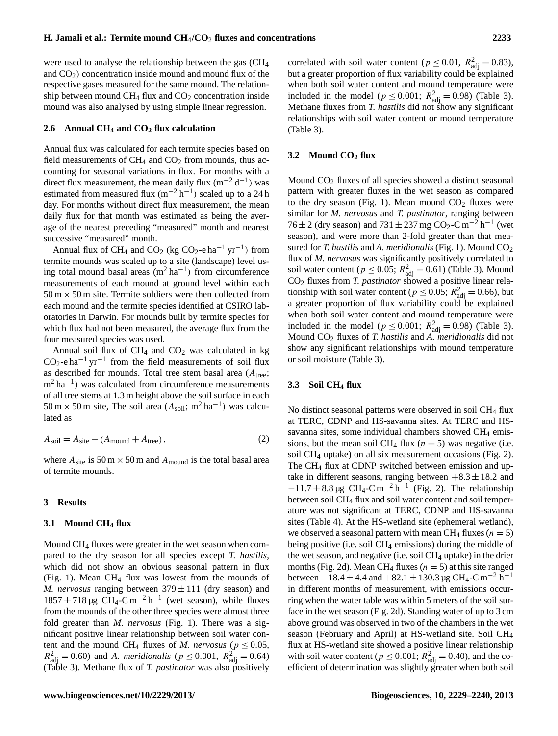were used to analyse the relationship between the gas ($CH_4$ and $CO_2$) concentration inside mound and mound flux of the respective gases measured for the same mound. The relationship between mound $CH_4$ flux and $CO_2$ concentration inside mound was also analysed by using simple linear regression.

### 2.6 Annual $CH_4$ and $CO_2$ flux calculation

Annual flux was calculated for each termite species based on field measurements of $CH_4$ and $CO_2$ from mounds, thus accounting for seasonal variations in flux. For months with a direct flux measurement, the mean daily flux ($m^{-2}\,d^{-1}$) was estimated from measured flux ($m^{-2}\,h^{-1}$) scaled up to a 24 h day. For months without direct flux measurement, the mean daily flux for that month was estimated as being the average of the nearest preceding "measured" month and nearest successive "measured" month.

Annual flux of $CH_4$ and $CO_2$ (kg $CO_2$-e $ha^{-1}\,yr^{-1}$) from termite mounds was scaled up to a site (landscape) level using total mound basal areas ($m^2\,ha^{-1}$) from circumference measurements of each mound at ground level within each 50 m × 50 m site. Termite soldiers were then collected from each mound and the termite species identified at CSIRO laboratories in Darwin. For mounds built by termite species for which flux had not been measured, the average flux from the four measured species was used.

Annual soil flux of $CH_4$ and $CO_2$ was calculated in kg $CO_2$-e $ha^{-1}\,yr^{-1}$ from the field measurements of soil flux as described for mounds. Total tree stem basal area ($A_{tree}$; $m^2\,ha^{-1}$) was calculated from circumference measurements of all tree stems at 1.3 m height above the soil surface in each 50 m × 50 m site, The soil area ($A_{soil}$; $m^2\,ha^{-1}$) was calculated as

$$A_{soil} = A_{site} - (A_{mound} + A_{tree}), \tag{2}$$

where $A_{site}$ is 50 m × 50 m and $A_{mound}$ is the total basal area of termite mounds.

## 3 Results

### 3.1 Mound $CH_4$ flux

Mound $CH_4$ fluxes were greater in the wet season when compared to the dry season for all species except *T. hastilis*, which did not show an obvious seasonal pattern in flux (Fig. 1). Mean $CH_4$ flux was lowest from the mounds of *M. nervosus* ranging between $379 \pm 111$ (dry season) and $1857 \pm 718$ µg $CH_4$-C $m^{-2}\,h^{-1}$ (wet season), while fluxes from the mounds of the other three species were almost three fold greater than *M. nervosus* (Fig. 1). There was a significant positive linear relationship between soil water content and the mound $CH_4$ fluxes of *M. nervosus* ($p \leq 0.05$, $R^2_{adj} = 0.60$) and *A. meridionalis* ($p \leq 0.001$, $R^2_{adj} = 0.64$) (Table 3). Methane flux of *T. pastinator* was also positively correlated with soil water content ($p \leq 0.01$, $R^2_{adj} = 0.83$), but a greater proportion of flux variability could be explained when both soil water content and mound temperature were included in the model ($p \leq 0.001$; $R^2_{adj} = 0.98$) (Table 3). Methane fluxes from *T. hastilis* did not show any significant relationships with soil water content or mound temperature (Table 3).

### 3.2 Mound $CO_2$ flux

Mound $CO_2$ fluxes of all species showed a distinct seasonal pattern with greater fluxes in the wet season as compared to the dry season (Fig. 1). Mean mound $CO_2$ fluxes were similar for *M. nervosus* and *T. pastinator*, ranging between $76 \pm 2$ (dry season) and $731 \pm 237$ mg $CO_2$-C $m^{-2}\,h^{-1}$ (wet season), and were more than 2-fold greater than that measured for *T. hastilis* and *A. meridionalis* (Fig. 1). Mound $CO_2$ flux of *M. nervosus* was significantly positively correlated to soil water content ($p \leq 0.05$; $R^2_{adj} = 0.61$) (Table 3). Mound $CO_2$ fluxes from *T. pastinator* showed a positive linear relationship with soil water content ($p \leq 0.05$; $R^2_{adj} = 0.66$), but a greater proportion of flux variability could be explained when both soil water content and mound temperature were included in the model ($p \leq 0.001$; $R^2_{adj} = 0.98$) (Table 3). Mound $CO_2$ fluxes of *T. hastilis* and *A. meridionalis* did not show any significant relationships with mound temperature or soil moisture (Table 3).

### 3.3 Soil $CH_4$ flux

No distinct seasonal patterns were observed in soil $CH_4$ flux at TERC, CDNP and HS-savanna sites. At TERC and HS-savanna sites, some individual chambers showed $CH_4$ emissions, but the mean soil $CH_4$ flux ($n = 5$) was negative (i.e. soil $CH_4$ uptake) on all six measurement occasions (Fig. 2). The $CH_4$ flux at CDNP switched between emission and uptake in different seasons, ranging between $+8.3 \pm 18.2$ and $-11.7 \pm 8.8$ µg $CH_4$-C $m^{-2}\,h^{-1}$ (Fig. 2). The relationship between soil $CH_4$ flux and soil water content and soil temperature was not significant at TERC, CDNP and HS-savanna sites (Table 4). At the HS-wetland site (ephemeral wetland), we observed a seasonal pattern with mean $CH_4$ fluxes ($n = 5$) being positive (i.e. soil $CH_4$ emissions) during the middle of the wet season, and negative (i.e. soil $CH_4$ uptake) in the drier months (Fig. 2d). Mean $CH_4$ fluxes ($n = 5$) at this site ranged between $-18.4 \pm 4.4$ and $+82.1 \pm 130.3$ µg $CH_4$-C $m^{-2}\,h^{-1}$ in different months of measurement, with emissions occurring when the water table was within 5 meters of the soil surface in the wet season (Fig. 2d). Standing water of up to 3 cm above ground was observed in two of the chambers in the wet season (February and April) at HS-wetland site. Soil $CH_4$ flux at HS-wetland site showed a positive linear relationship with soil water content ($p \leq 0.001$; $R^2_{adj} = 0.40$), and the coefficient of determination was slightly greater when both soil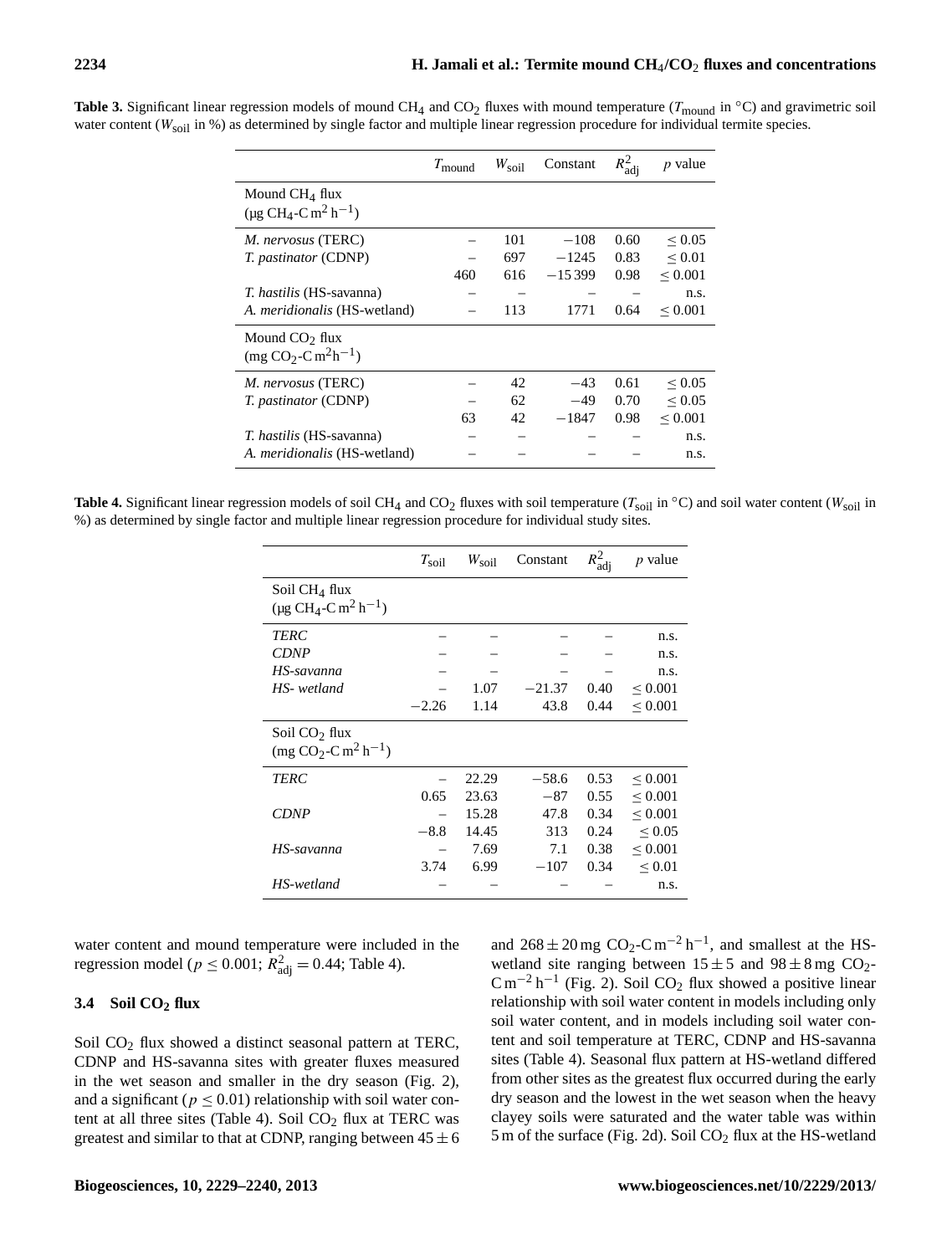**Table 3.** Significant linear regression models of mound $CH_4$ and $CO_2$ fluxes with mound temperature ($T_{mound}$ in °C) and gravimetric soil water content ($W_{soil}$ in %) as determined by single factor and multiple linear regression procedure for individual termite species.

| | $T_{mound}$ | $W_{soil}$ | Constant | $R^2_{adj}$ | $p$ value |
|---|---|---|---|---|---|
| Mound $CH_4$ flux (µg $CH_4$-C $m^2$ $h^{-1}$) | | | | | |
| *M. nervosus* (TERC) | – | 101 | −108 | 0.60 | ≤ 0.05 |
| *T. pastinator* (CDNP) | – | 697 | −1245 | 0.83 | ≤ 0.01 |
| | 460 | 616 | −15 399 | 0.98 | ≤ 0.001 |
| *T. hastilis* (HS-savanna) | – | – | – | – | n.s. |
| *A. meridionalis* (HS-wetland) | – | 113 | 1771 | 0.64 | ≤ 0.001 |
| Mound $CO_2$ flux (mg $CO_2$-C $m^2h^{-1}$) | | | | | |
| *M. nervosus* (TERC) | – | 42 | −43 | 0.61 | ≤ 0.05 |
| *T. pastinator* (CDNP) | – | 62 | −49 | 0.70 | ≤ 0.05 |
| | 63 | 42 | −1847 | 0.98 | ≤ 0.001 |
| *T. hastilis* (HS-savanna) | – | – | – | – | n.s. |
| *A. meridionalis* (HS-wetland) | – | – | – | – | n.s. |

**Table 4.** Significant linear regression models of soil $CH_4$ and $CO_2$ fluxes with soil temperature ($T_{soil}$ in °C) and soil water content ($W_{soil}$ in %) as determined by single factor and multiple linear regression procedure for individual study sites.

| | $T_{soil}$ | $W_{soil}$ | Constant | $R^2_{adj}$ | $p$ value |
|---|---|---|---|---|---|
| Soil $CH_4$ flux (µg $CH_4$-C $m^2$ $h^{-1}$) | | | | | |
| *TERC* | – | – | – | – | n.s. |
| *CDNP* | – | – | – | – | n.s. |
| *HS-savanna* | – | – | – | – | n.s. |
| *HS- wetland* | – | 1.07 | −21.37 | 0.40 | ≤ 0.001 |
| | −2.26 | 1.14 | 43.8 | 0.44 | ≤ 0.001 |
| Soil $CO_2$ flux (mg $CO_2$-C $m^2$ $h^{-1}$) | | | | | |
| *TERC* | – | 22.29 | −58.6 | 0.53 | ≤ 0.001 |
| | 0.65 | 23.63 | −87 | 0.55 | ≤ 0.001 |
| *CDNP* | – | 15.28 | 47.8 | 0.34 | ≤ 0.001 |
| | −8.8 | 14.45 | 313 | 0.24 | ≤ 0.05 |
| *HS-savanna* | – | 7.69 | 7.1 | 0.38 | ≤ 0.001 |
| | 3.74 | 6.99 | −107 | 0.34 | ≤ 0.01 |
| *HS-wetland* | – | – | – | – | n.s. |

water content and mound temperature were included in the regression model ($p \leq 0.001$; $R^2_{adj} = 0.44$; Table 4).

### 3.4 Soil $CO_2$ flux

Soil $CO_2$ flux showed a distinct seasonal pattern at TERC, CDNP and HS-savanna sites with greater fluxes measured in the wet season and smaller in the dry season (Fig. 2), and a significant ($p \leq 0.01$) relationship with soil water content at all three sites (Table 4). Soil $CO_2$ flux at TERC was greatest and similar to that at CDNP, ranging between $45 \pm 6$ and $268 \pm 20$ mg $CO_2$-C $m^{-2}$ $h^{-1}$, and smallest at the HS-wetland site ranging between $15 \pm 5$ and $98 \pm 8$ mg $CO_2$-C $m^{-2}$ $h^{-1}$ (Fig. 2). Soil $CO_2$ flux showed a positive linear relationship with soil water content in models including only soil water content, and in models including soil water content and soil temperature at TERC, CDNP and HS-savanna sites (Table 4). Seasonal flux pattern at HS-wetland differed from other sites as the greatest flux occurred during the early dry season and the lowest in the wet season when the heavy clayey soils were saturated and the water table was within 5 m of the surface (Fig. 2d). Soil $CO_2$ flux at the HS-wetland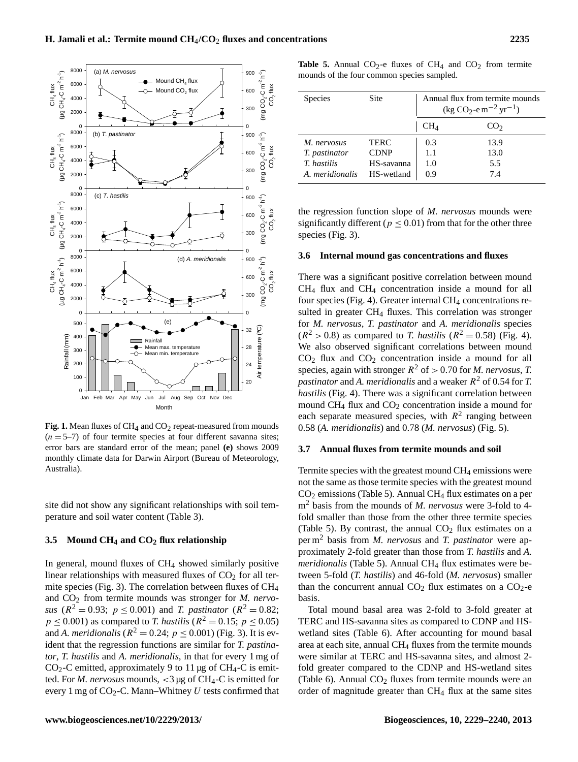**Fig. 1.** Mean fluxes of $CH_4$ and $CO_2$ repeat-measured from mounds ($n = 5$–7) of four termite species at four different savanna sites; error bars are standard error of the mean; panel **(e)** shows 2009 monthly climate data for Darwin Airport (Bureau of Meteorology, Australia).

site did not show any significant relationships with soil temperature and soil water content (Table 3).

### 3.5 Mound $CH_4$ and $CO_2$ flux relationship

In general, mound fluxes of $CH_4$ showed similarly positive linear relationships with measured fluxes of $CO_2$ for all termite species (Fig. 3). The correlation between fluxes of $CH_4$ and $CO_2$ from termite mounds was stronger for *M. nervosus* ($R^2 = 0.93$; $p \leq 0.001$) and *T. pastinator* ($R^2 = 0.82$; $p \leq 0.001$) as compared to *T. hastilis* ($R^2 = 0.15$; $p \leq 0.05$) and *A. meridionalis* ($R^2 = 0.24$; $p \leq 0.001$) (Fig. 3). It is evident that the regression functions are similar for *T. pastinator*, *T. hastilis* and *A. meridionalis*, in that for every 1 mg of $CO_2$-C emitted, approximately 9 to 11 µg of $CH_4$-C is emitted. For *M. nervosus* mounds, $<3$ µg of $CH_4$-C is emitted for every 1 mg of $CO_2$-C. Mann–Whitney $U$ tests confirmed that the regression function slope of *M. nervosus* mounds were significantly different ($p \leq 0.01$) from that for the other three species (Fig. 3).

**Table 5.** Annual $CO_2$-e fluxes of $CH_4$ and $CO_2$ from termite mounds of the four common species sampled.

| Species | Site | Annual flux from termite mounds ($kg\ CO_2\text{-}e\ m^{-2}\ yr^{-1}$) | |
|---|---|---|---|
| | | $CH_4$ | $CO_2$ |
| *M. nervosus* | TERC | 0.3 | 13.9 |
| *T. pastinator* | CDNP | 1.1 | 13.0 |
| *T. hastilis* | HS-savanna | 1.0 | 5.5 |
| *A. meridionalis* | HS-wetland | 0.9 | 7.4 |

### 3.6 Internal mound gas concentrations and fluxes

There was a significant positive correlation between mound $CH_4$ flux and $CH_4$ concentration inside a mound for all four species (Fig. 4). Greater internal $CH_4$ concentrations resulted in greater $CH_4$ fluxes. This correlation was stronger for *M. nervosus*, *T. pastinator* and *A. meridionalis* species ($R^2 > 0.8$) as compared to *T. hastilis* ($R^2 = 0.58$) (Fig. 4). We also observed significant correlations between mound $CO_2$ flux and $CO_2$ concentration inside a mound for all species, again with stronger $R^2$ of $> 0.70$ for *M. nervosus*, *T. pastinator* and *A. meridionalis* and a weaker $R^2$ of 0.54 for *T. hastilis* (Fig. 4). There was a significant correlation between mound $CH_4$ flux and $CO_2$ concentration inside a mound for each separate measured species, with $R^2$ ranging between 0.58 (*A. meridionalis*) and 0.78 (*M. nervosus*) (Fig. 5).

### 3.7 Annual fluxes from termite mounds and soil

Termite species with the greatest mound $CH_4$ emissions were not the same as those termite species with the greatest mound $CO_2$ emissions (Table 5). Annual $CH_4$ flux estimates on a per $m^2$ basis from the mounds of *M. nervosus* were 3-fold to 4-fold smaller than those from the other three termite species (Table 5). By contrast, the annual $CO_2$ flux estimates on a per $m^2$ basis from *M. nervosus* and *T. pastinator* were approximately 2-fold greater than those from *T. hastilis* and *A. meridionalis* (Table 5). Annual $CH_4$ flux estimates were between 5-fold (*T. hastilis*) and 46-fold (*M. nervosus*) smaller than the concurrent annual $CO_2$ flux estimates on a $CO_2$-e basis.

Total mound basal area was 2-fold to 3-fold greater at TERC and HS-savanna sites as compared to CDNP and HS-wetland sites (Table 6). After accounting for mound basal area at each site, annual $CH_4$ fluxes from the termite mounds were similar at TERC and HS-savanna sites, and almost 2-fold greater compared to the CDNP and HS-wetland sites (Table 6). Annual $CO_2$ fluxes from termite mounds were an order of magnitude greater than $CH_4$ flux at the same sites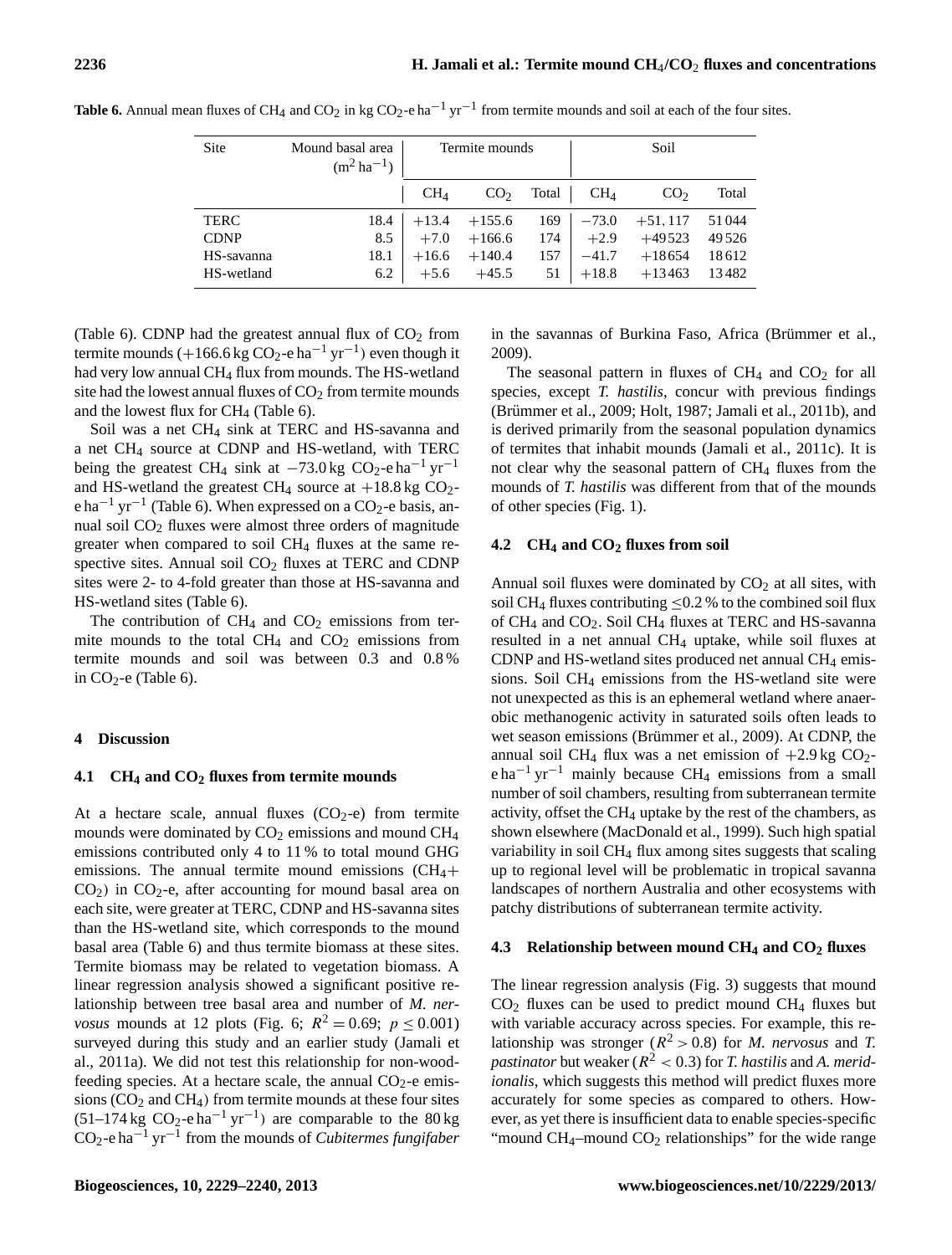**Table 6.** Annual mean fluxes of $CH_4$ and $CO_2$ in kg $CO_2$-e $ha^{-1}$ $yr^{-1}$ from termite mounds and soil at each of the four sites.

| Site | Mound basal area ($m^2$ $ha^{-1}$) | Termite mounds | | | Soil | | |
|---|---|---|---|---|---|---|---|
| | | $CH_4$ | $CO_2$ | Total | $CH_4$ | $CO_2$ | Total |
| TERC | 18.4 | +13.4 | +155.6 | 169 | −73.0 | +51, 117 | 51 044 |
| CDNP | 8.5 | +7.0 | +166.6 | 174 | +2.9 | +49 523 | 49 526 |
| HS-savanna | 18.1 | +16.6 | +140.4 | 157 | −41.7 | +18 654 | 18 612 |
| HS-wetland | 6.2 | +5.6 | +45.5 | 51 | +18.8 | +13 463 | 13 482 |

(Table 6). CDNP had the greatest annual flux of $CO_2$ from termite mounds (+166.6 kg $CO_2$-e $ha^{-1}$ $yr^{-1}$) even though it had very low annual $CH_4$ flux from mounds. The HS-wetland site had the lowest annual fluxes of $CO_2$ from termite mounds and the lowest flux for $CH_4$ (Table 6).

Soil was a net $CH_4$ sink at TERC and HS-savanna and a net $CH_4$ source at CDNP and HS-wetland, with TERC being the greatest $CH_4$ sink at −73.0 kg $CO_2$-e $ha^{-1}$ $yr^{-1}$ and HS-wetland the greatest $CH_4$ source at +18.8 kg $CO_2$-e $ha^{-1}$ $yr^{-1}$ (Table 6). When expressed on a $CO_2$-e basis, annual soil $CO_2$ fluxes were almost three orders of magnitude greater when compared to soil $CH_4$ fluxes at the same respective sites. Annual soil $CO_2$ fluxes at TERC and CDNP sites were 2- to 4-fold greater than those at HS-savanna and HS-wetland sites (Table 6).

The contribution of $CH_4$ and $CO_2$ emissions from termite mounds to the total $CH_4$ and $CO_2$ emissions from termite mounds and soil was between 0.3 and 0.8 % in $CO_2$-e (Table 6).

## 4 Discussion

### 4.1 $CH_4$ and $CO_2$ fluxes from termite mounds

At a hectare scale, annual fluxes ($CO_2$-e) from termite mounds were dominated by $CO_2$ emissions and mound $CH_4$ emissions contributed only 4 to 11 % to total mound GHG emissions. The annual termite mound emissions ($CH_4$+ $CO_2$) in $CO_2$-e, after accounting for mound basal area on each site, were greater at TERC, CDNP and HS-savanna sites than the HS-wetland site, which corresponds to the mound basal area (Table 6) and thus termite biomass at these sites. Termite biomass may be related to vegetation biomass. A linear regression analysis showed a significant positive relationship between tree basal area and number of *M. nervosus* mounds at 12 plots (Fig. 6; $R^2 = 0.69$; $p \leq 0.001$) surveyed during this study and an earlier study (Jamali et al., 2011a). We did not test this relationship for non-wood-feeding species. At a hectare scale, the annual $CO_2$-e emissions ($CO_2$ and $CH_4$) from termite mounds at these four sites (51–174 kg $CO_2$-e $ha^{-1}$ $yr^{-1}$) are comparable to the 80 kg $CO_2$-e $ha^{-1}$ $yr^{-1}$ from the mounds of *Cubitermes fungifaber* in the savannas of Burkina Faso, Africa (Brümmer et al., 2009).

The seasonal pattern in fluxes of $CH_4$ and $CO_2$ for all species, except *T. hastilis*, concur with previous findings (Brümmer et al., 2009; Holt, 1987; Jamali et al., 2011b), and is derived primarily from the seasonal population dynamics of termites that inhabit mounds (Jamali et al., 2011c). It is not clear why the seasonal pattern of $CH_4$ fluxes from the mounds of *T. hastilis* was different from that of the mounds of other species (Fig. 1).

### 4.2 $CH_4$ and $CO_2$ fluxes from soil

Annual soil fluxes were dominated by $CO_2$ at all sites, with soil $CH_4$ fluxes contributing ≤0.2 % to the combined soil flux of $CH_4$ and $CO_2$. Soil $CH_4$ fluxes at TERC and HS-savanna resulted in a net annual $CH_4$ uptake, while soil fluxes at CDNP and HS-wetland sites produced net annual $CH_4$ emissions. Soil $CH_4$ emissions from the HS-wetland site were not unexpected as this is an ephemeral wetland where anaerobic methanogenic activity in saturated soils often leads to wet season emissions (Brümmer et al., 2009). At CDNP, the annual soil $CH_4$ flux was a net emission of +2.9 kg $CO_2$-e $ha^{-1}$ $yr^{-1}$ mainly because $CH_4$ emissions from a small number of soil chambers, resulting from subterranean termite activity, offset the $CH_4$ uptake by the rest of the chambers, as shown elsewhere (MacDonald et al., 1999). Such high spatial variability in soil $CH_4$ flux among sites suggests that scaling up to regional level will be problematic in tropical savanna landscapes of northern Australia and other ecosystems with patchy distributions of subterranean termite activity.

### 4.3 Relationship between mound $CH_4$ and $CO_2$ fluxes

The linear regression analysis (Fig. 3) suggests that mound $CO_2$ fluxes can be used to predict mound $CH_4$ fluxes but with variable accuracy across species. For example, this relationship was stronger ($R^2 > 0.8$) for *M. nervosus* and *T. pastinator* but weaker ($R^2 < 0.3$) for *T. hastilis* and *A. meridionalis*, which suggests this method will predict fluxes more accurately for some species as compared to others. However, as yet there is insufficient data to enable species-specific "mound $CH_4$–mound $CO_2$ relationships" for the wide range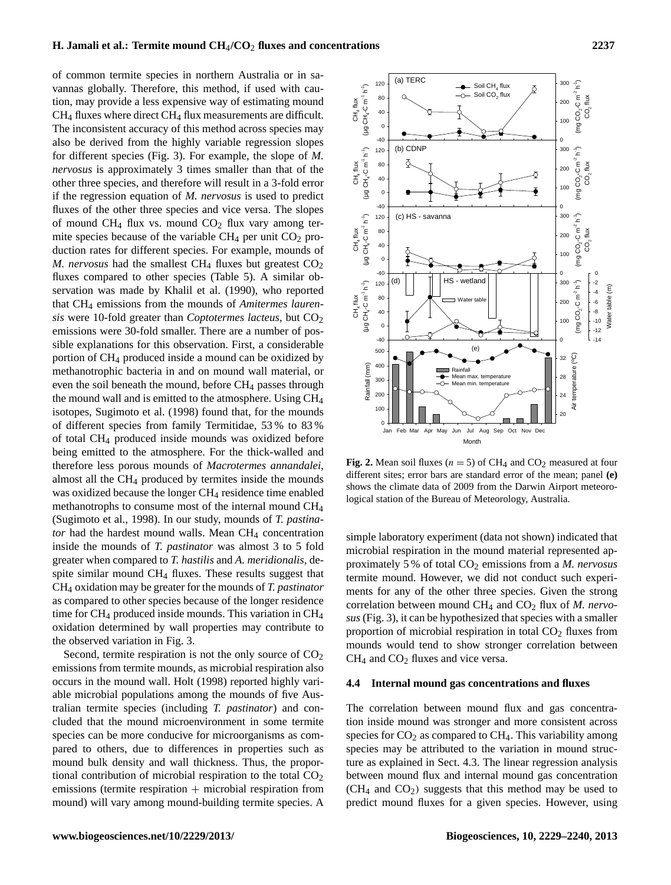of common termite species in northern Australia or in savannas globally. Therefore, this method, if used with caution, may provide a less expensive way of estimating mound $CH_4$ fluxes where direct $CH_4$ flux measurements are difficult. The inconsistent accuracy of this method across species may also be derived from the highly variable regression slopes for different species (Fig. 3). For example, the slope of *M. nervosus* is approximately 3 times smaller than that of the other three species, and therefore will result in a 3-fold error if the regression equation of *M. nervosus* is used to predict fluxes of the other three species and vice versa. The slopes of mound $CH_4$ flux vs. mound $CO_2$ flux vary among termite species because of the variable $CH_4$ per unit $CO_2$ production rates for different species. For example, mounds of *M. nervosus* had the smallest $CH_4$ fluxes but greatest $CO_2$ fluxes compared to other species (Table 5). A similar observation was made by Khalil et al. (1990), who reported that $CH_4$ emissions from the mounds of *Amitermes laurensis* were 10-fold greater than *Coptotermes lacteus*, but $CO_2$ emissions were 30-fold smaller. There are a number of possible explanations for this observation. First, a considerable portion of $CH_4$ produced inside a mound can be oxidized by methanotrophic bacteria in and on mound wall material, or even the soil beneath the mound, before $CH_4$ passes through the mound wall and is emitted to the atmosphere. Using $CH_4$ isotopes, Sugimoto et al. (1998) found that, for the mounds of different species from family Termitidae, 53 % to 83 % of total $CH_4$ produced inside mounds was oxidized before being emitted to the atmosphere. For the thick-walled and therefore less porous mounds of *Macrotermes annandalei*, almost all the $CH_4$ produced by termites inside the mounds was oxidized because the longer $CH_4$ residence time enabled methanotrophs to consume most of the internal mound $CH_4$ (Sugimoto et al., 1998). In our study, mounds of *T. pastinator* had the hardest mound walls. Mean $CH_4$ concentration inside the mounds of *T. pastinator* was almost 3 to 5 fold greater when compared to *T. hastilis* and *A. meridionalis*, despite similar mound $CH_4$ fluxes. These results suggest that $CH_4$ oxidation may be greater for the mounds of *T. pastinator* as compared to other species because of the longer residence time for $CH_4$ produced inside mounds. This variation in $CH_4$ oxidation determined by wall properties may contribute to the observed variation in Fig. 3.

Second, termite respiration is not the only source of $CO_2$ emissions from termite mounds, as microbial respiration also occurs in the mound wall. Holt (1998) reported highly variable microbial populations among the mounds of five Australian termite species (including *T. pastinator*) and concluded that the mound microenvironment in some termite species can be more conducive for microorganisms as compared to others, due to differences in properties such as mound bulk density and wall thickness. Thus, the proportional contribution of microbial respiration to the total $CO_2$ emissions (termite respiration + microbial respiration from mound) will vary among mound-building termite species. A simple laboratory experiment (data not shown) indicated that microbial respiration in the mound material represented approximately 5 % of total $CO_2$ emissions from a *M. nervosus* termite mound. However, we did not conduct such experiments for any of the other three species. Given the strong correlation between mound $CH_4$ and $CO_2$ flux of *M. nervosus* (Fig. 3), it can be hypothesized that species with a smaller proportion of microbial respiration in total $CO_2$ fluxes from mounds would tend to show stronger correlation between $CH_4$ and $CO_2$ fluxes and vice versa.

**Fig. 2.** Mean soil fluxes ($n = 5$) of $CH_4$ and $CO_2$ measured at four different sites; error bars are standard error of the mean; panel **(e)** shows the climate data of 2009 from the Darwin Airport meteorological station of the Bureau of Meteorology, Australia.

### 4.4 Internal mound gas concentrations and fluxes

The correlation between mound flux and gas concentration inside mound was stronger and more consistent across species for $CO_2$ as compared to $CH_4$. This variability among species may be attributed to the variation in mound structure as explained in Sect. 4.3. The linear regression analysis between mound flux and internal mound gas concentration ($CH_4$ and $CO_2$) suggests that this method may be used to predict mound fluxes for a given species. However, using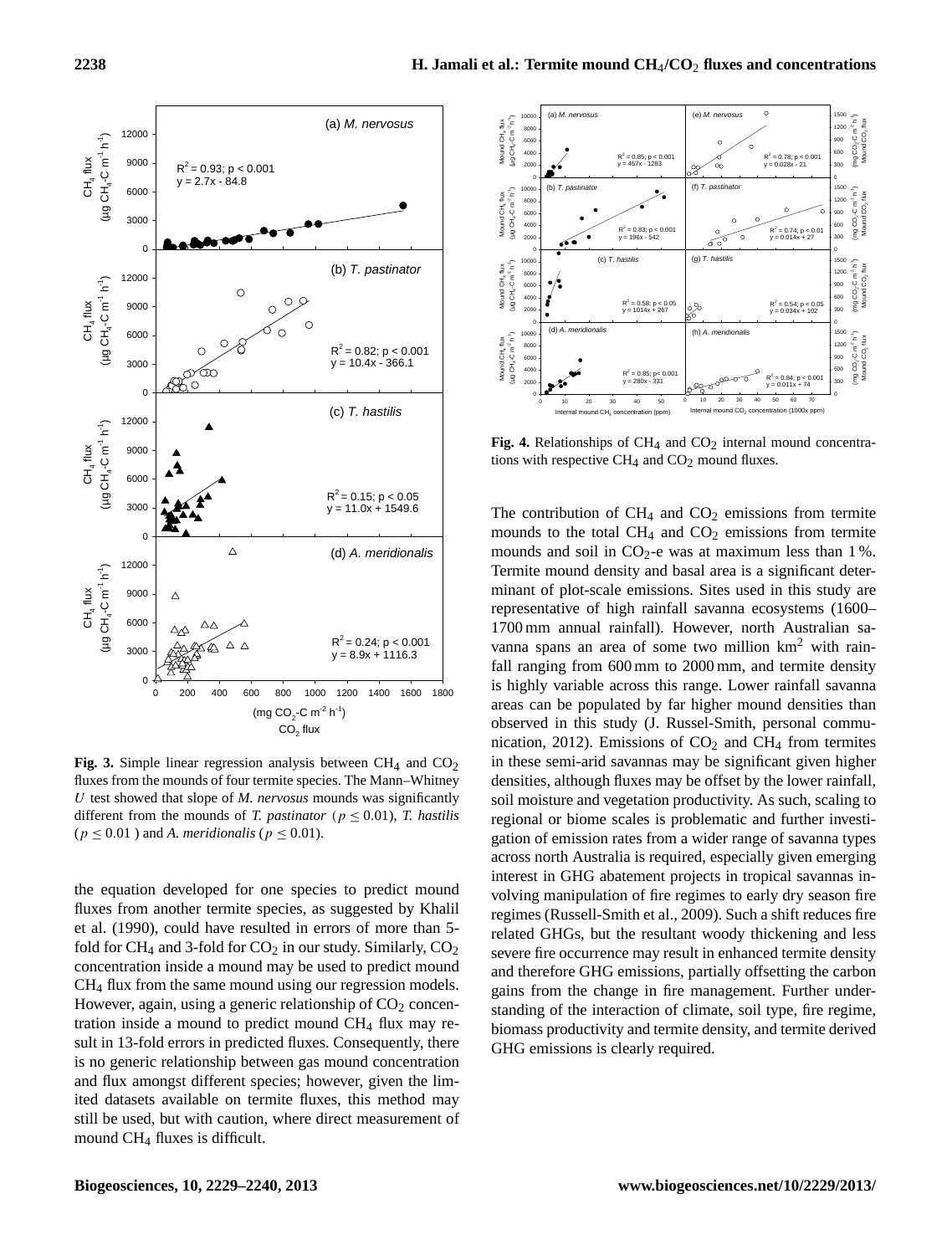**Fig. 3.** Simple linear regression analysis between $CH_4$ and $CO_2$ fluxes from the mounds of four termite species. The Mann–Whitney *U* test showed that slope of *M. nervosus* mounds was significantly different from the mounds of *T. pastinator* ($p \leq 0.01$), *T. hastilis* ($p \leq 0.01$) and *A. meridionalis* ($p \leq 0.01$).

the equation developed for one species to predict mound fluxes from another termite species, as suggested by Khalil et al. (1990), could have resulted in errors of more than 5-fold for $CH_4$ and 3-fold for $CO_2$ in our study. Similarly, $CO_2$ concentration inside a mound may be used to predict mound $CH_4$ flux from the same mound using our regression models. However, again, using a generic relationship of $CO_2$ concentration inside a mound to predict mound $CH_4$ flux may result in 13-fold errors in predicted fluxes. Consequently, there is no generic relationship between gas mound concentration and flux amongst different species; however, given the limited datasets available on termite fluxes, this method may still be used, but with caution, where direct measurement of mound $CH_4$ fluxes is difficult.

**Fig. 4.** Relationships of $CH_4$ and $CO_2$ internal mound concentrations with respective $CH_4$ and $CO_2$ mound fluxes.

The contribution of $CH_4$ and $CO_2$ emissions from termite mounds to the total $CH_4$ and $CO_2$ emissions from termite mounds and soil in $CO_2$-e was at maximum less than 1 %. Termite mound density and basal area is a significant determinant of plot-scale emissions. Sites used in this study are representative of high rainfall savanna ecosystems (1600–1700 mm annual rainfall). However, north Australian savanna spans an area of some two million km$^2$ with rainfall ranging from 600 mm to 2000 mm, and termite density is highly variable across this range. Lower rainfall savanna areas can be populated by far higher mound densities than observed in this study (J. Russel-Smith, personal communication, 2012). Emissions of $CO_2$ and $CH_4$ from termites in these semi-arid savannas may be significant given higher densities, although fluxes may be offset by the lower rainfall, soil moisture and vegetation productivity. As such, scaling to regional or biome scales is problematic and further investigation of emission rates from a wider range of savanna types across north Australia is required, especially given emerging interest in GHG abatement projects in tropical savannas involving manipulation of fire regimes to early dry season fire regimes (Russell-Smith et al., 2009). Such a shift reduces fire related GHGs, but the resultant woody thickening and less severe fire occurrence may result in enhanced termite density and therefore GHG emissions, partially offsetting the carbon gains from the change in fire management. Further understanding of the interaction of climate, soil type, fire regime, biomass productivity and termite density, and termite derived GHG emissions is clearly required.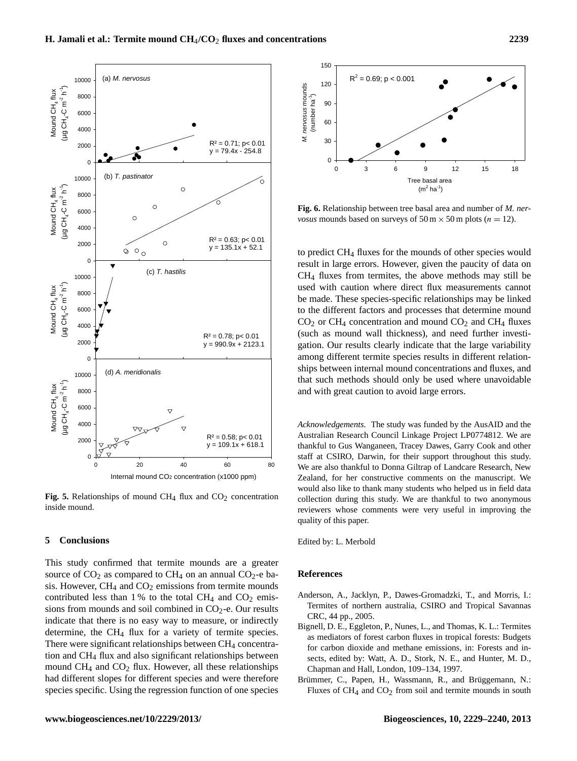**Fig. 5.** Relationships of mound $CH_4$ flux and $CO_2$ concentration inside mound.

**Fig. 6.** Relationship between tree basal area and number of *M. nervosus* mounds based on surveys of 50 m × 50 m plots ($n = 12$).

## 5 Conclusions

This study confirmed that termite mounds are a greater source of $CO_2$ as compared to $CH_4$ on an annual $CO_2$-e basis. However, $CH_4$ and $CO_2$ emissions from termite mounds contributed less than 1 % to the total $CH_4$ and $CO_2$ emissions from mounds and soil combined in $CO_2$-e. Our results indicate that there is no easy way to measure, or indirectly determine, the $CH_4$ flux for a variety of termite species. There were significant relationships between $CH_4$ concentration and $CH_4$ flux and also significant relationships between mound $CH_4$ and $CO_2$ flux. However, all these relationships had different slopes for different species and were therefore species specific. Using the regression function of one species to predict $CH_4$ fluxes for the mounds of other species would result in large errors. However, given the paucity of data on $CH_4$ fluxes from termites, the above methods may still be used with caution where direct flux measurements cannot be made. These species-specific relationships may be linked to the different factors and processes that determine mound $CO_2$ or $CH_4$ concentration and mound $CO_2$ and $CH_4$ fluxes (such as mound wall thickness), and need further investigation. Our results clearly indicate that the large variability among different termite species results in different relationships between internal mound concentrations and fluxes, and that such methods should only be used where unavoidable and with great caution to avoid large errors.

*Acknowledgements.* The study was funded by the AusAID and the Australian Research Council Linkage Project LP0774812. We are thankful to Gus Wanganeen, Tracey Dawes, Garry Cook and other staff at CSIRO, Darwin, for their support throughout this study. We are also thankful to Donna Giltrap of Landcare Research, New Zealand, for her constructive comments on the manuscript. We would also like to thank many students who helped us in field data collection during this study. We are thankful to two anonymous reviewers whose comments were very useful in improving the quality of this paper.

Edited by: L. Merbold

## References

Anderson, A., Jacklyn, P., Dawes-Gromadzki, T., and Morris, I.: Termites of northern australia, CSIRO and Tropical Savannas CRC, 44 pp., 2005.

Bignell, D. E., Eggleton, P., Nunes, L., and Thomas, K. L.: Termites as mediators of forest carbon fluxes in tropical forests: Budgets for carbon dioxide and methane emissions, in: Forests and insects, edited by: Watt, A. D., Stork, N. E., and Hunter, M. D., Chapman and Hall, London, 109–134, 1997.

Brümmer, C., Papen, H., Wassmann, R., and Brüggemann, N.: Fluxes of $CH_4$ and $CO_2$ from soil and termite mounds in south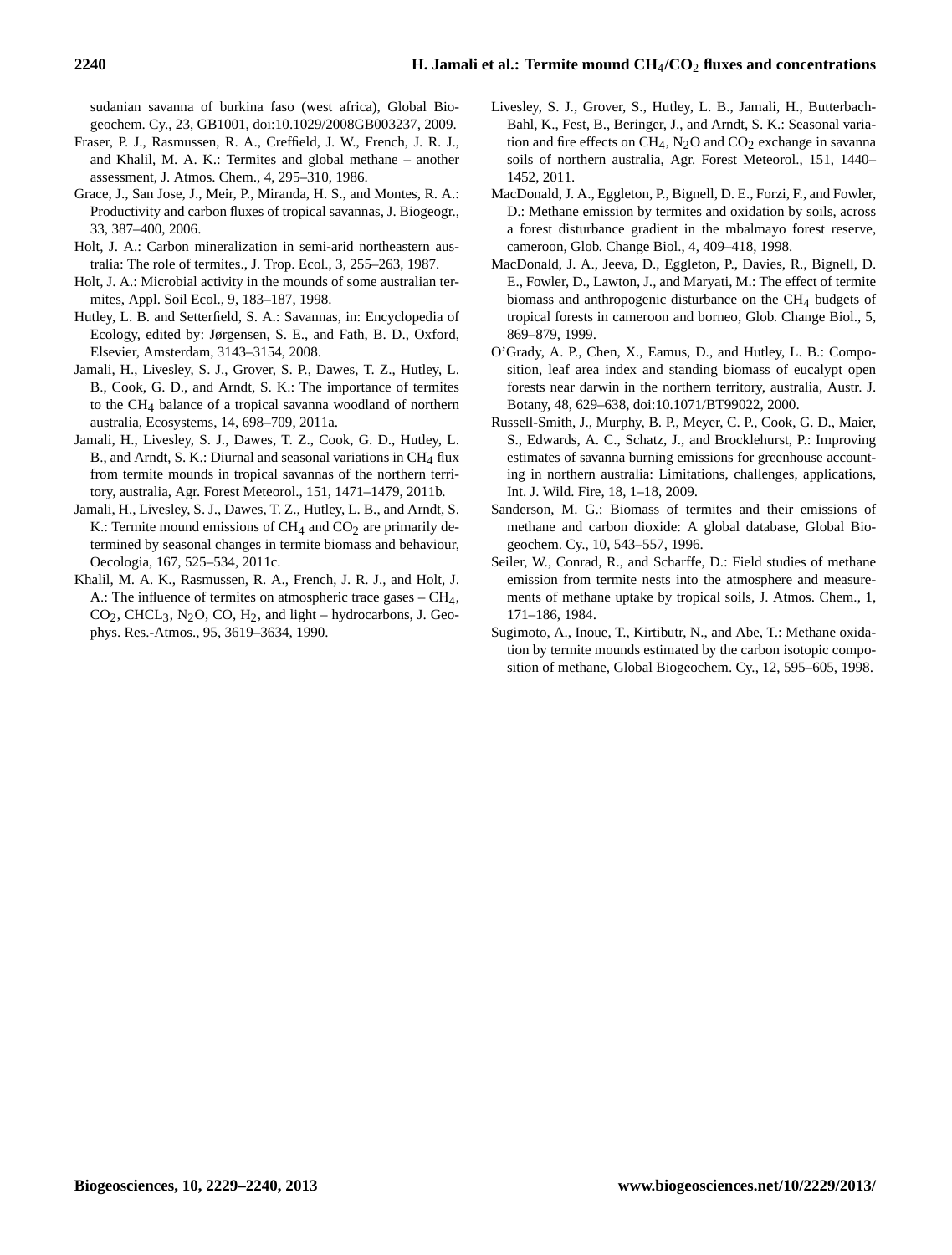sudanian savanna of burkina faso (west africa), Global Biogeochem. Cy., 23, GB1001, doi:10.1029/2008GB003237, 2009.

Fraser, P. J., Rasmussen, R. A., Creffield, J. W., French, J. R. J., and Khalil, M. A. K.: Termites and global methane – another assessment, J. Atmos. Chem., 4, 295–310, 1986.

Grace, J., San Jose, J., Meir, P., Miranda, H. S., and Montes, R. A.: Productivity and carbon fluxes of tropical savannas, J. Biogeogr., 33, 387–400, 2006.

Holt, J. A.: Carbon mineralization in semi-arid northeastern australia: The role of termites., J. Trop. Ecol., 3, 255–263, 1987.

Holt, J. A.: Microbial activity in the mounds of some australian termites, Appl. Soil Ecol., 9, 183–187, 1998.

Hutley, L. B. and Setterfield, S. A.: Savannas, in: Encyclopedia of Ecology, edited by: Jørgensen, S. E., and Fath, B. D., Oxford, Elsevier, Amsterdam, 3143–3154, 2008.

Jamali, H., Livesley, S. J., Grover, S. P., Dawes, T. Z., Hutley, L. B., Cook, G. D., and Arndt, S. K.: The importance of termites to the $CH_4$ balance of a tropical savanna woodland of northern australia, Ecosystems, 14, 698–709, 2011a.

Jamali, H., Livesley, S. J., Dawes, T. Z., Cook, G. D., Hutley, L. B., and Arndt, S. K.: Diurnal and seasonal variations in $CH_4$ flux from termite mounds in tropical savannas of the northern territory, australia, Agr. Forest Meteorol., 151, 1471–1479, 2011b.

Jamali, H., Livesley, S. J., Dawes, T. Z., Hutley, L. B., and Arndt, S. K.: Termite mound emissions of $CH_4$ and $CO_2$ are primarily determined by seasonal changes in termite biomass and behaviour, Oecologia, 167, 525–534, 2011c.

Khalil, M. A. K., Rasmussen, R. A., French, J. R. J., and Holt, J. A.: The influence of termites on atmospheric trace gases – $CH_4$, $CO_2$, $CHCL_3$, $N_2O$, CO, $H_2$, and light – hydrocarbons, J. Geophys. Res.-Atmos., 95, 3619–3634, 1990.

Livesley, S. J., Grover, S., Hutley, L. B., Jamali, H., Butterbach-Bahl, K., Fest, B., Beringer, J., and Arndt, S. K.: Seasonal variation and fire effects on $CH_4$, $N_2O$ and $CO_2$ exchange in savanna soils of northern australia, Agr. Forest Meteorol., 151, 1440–1452, 2011.

MacDonald, J. A., Eggleton, P., Bignell, D. E., Forzi, F., and Fowler, D.: Methane emission by termites and oxidation by soils, across a forest disturbance gradient in the mbalmayo forest reserve, cameroon, Glob. Change Biol., 4, 409–418, 1998.

MacDonald, J. A., Jeeva, D., Eggleton, P., Davies, R., Bignell, D. E., Fowler, D., Lawton, J., and Maryati, M.: The effect of termite biomass and anthropogenic disturbance on the $CH_4$ budgets of tropical forests in cameroon and borneo, Glob. Change Biol., 5, 869–879, 1999.

O'Grady, A. P., Chen, X., Eamus, D., and Hutley, L. B.: Composition, leaf area index and standing biomass of eucalypt open forests near darwin in the northern territory, australia, Austr. J. Botany, 48, 629–638, doi:10.1071/BT99022, 2000.

Russell-Smith, J., Murphy, B. P., Meyer, C. P., Cook, G. D., Maier, S., Edwards, A. C., Schatz, J., and Brocklehurst, P.: Improving estimates of savanna burning emissions for greenhouse accounting in northern australia: Limitations, challenges, applications, Int. J. Wild. Fire, 18, 1–18, 2009.

Sanderson, M. G.: Biomass of termites and their emissions of methane and carbon dioxide: A global database, Global Biogeochem. Cy., 10, 543–557, 1996.

Seiler, W., Conrad, R., and Scharffe, D.: Field studies of methane emission from termite nests into the atmosphere and measurements of methane uptake by tropical soils, J. Atmos. Chem., 1, 171–186, 1984.

Sugimoto, A., Inoue, T., Kirtibutr, N., and Abe, T.: Methane oxidation by termite mounds estimated by the carbon isotopic composition of methane, Global Biogeochem. Cy., 12, 595–605, 1998.